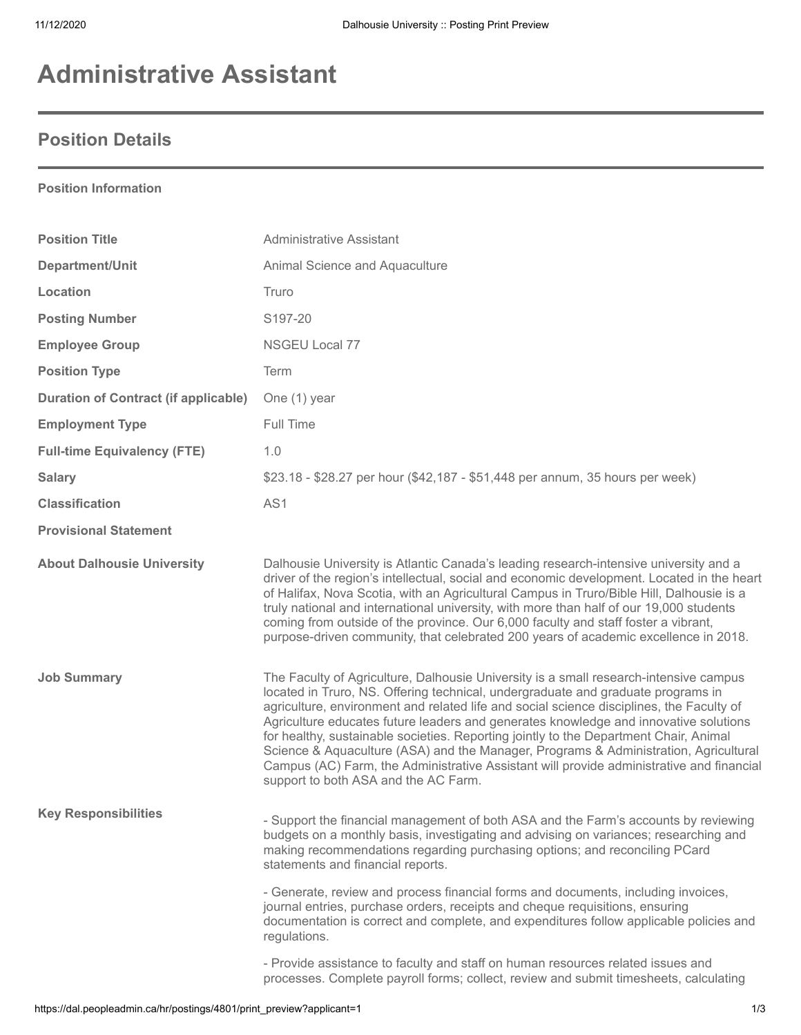# Administrative Assistant

## Position Details

**Position Information**

| | |
|---|---|
| **Position Title** | Administrative Assistant |
| **Department/Unit** | Animal Science and Aquaculture |
| **Location** | Truro |
| **Posting Number** | S197-20 |
| **Employee Group** | NSGEU Local 77 |
| **Position Type** | Term |
| **Duration of Contract (if applicable)** | One (1) year |
| **Employment Type** | Full Time |
| **Full-time Equivalency (FTE)** | 1.0 |
| **Salary** | $23.18 - $28.27 per hour ($42,187 - $51,448 per annum, 35 hours per week) |
| **Classification** | AS1 |
| **Provisional Statement** | |

**About Dalhousie University**

Dalhousie University is Atlantic Canada's leading research-intensive university and a driver of the region's intellectual, social and economic development. Located in the heart of Halifax, Nova Scotia, with an Agricultural Campus in Truro/Bible Hill, Dalhousie is a truly national and international university, with more than half of our 19,000 students coming from outside of the province. Our 6,000 faculty and staff foster a vibrant, purpose-driven community, that celebrated 200 years of academic excellence in 2018.

**Job Summary**

The Faculty of Agriculture, Dalhousie University is a small research-intensive campus located in Truro, NS. Offering technical, undergraduate and graduate programs in agriculture, environment and related life and social science disciplines, the Faculty of Agriculture educates future leaders and generates knowledge and innovative solutions for healthy, sustainable societies. Reporting jointly to the Department Chair, Animal Science & Aquaculture (ASA) and the Manager, Programs & Administration, Agricultural Campus (AC) Farm, the Administrative Assistant will provide administrative and financial support to both ASA and the AC Farm.

**Key Responsibilities**

- Support the financial management of both ASA and the Farm's accounts by reviewing budgets on a monthly basis, investigating and advising on variances; researching and making recommendations regarding purchasing options; and reconciling PCard statements and financial reports.

- Generate, review and process financial forms and documents, including invoices, journal entries, purchase orders, receipts and cheque requisitions, ensuring documentation is correct and complete, and expenditures follow applicable policies and regulations.

- Provide assistance to faculty and staff on human resources related issues and processes. Complete payroll forms; collect, review and submit timesheets, calculating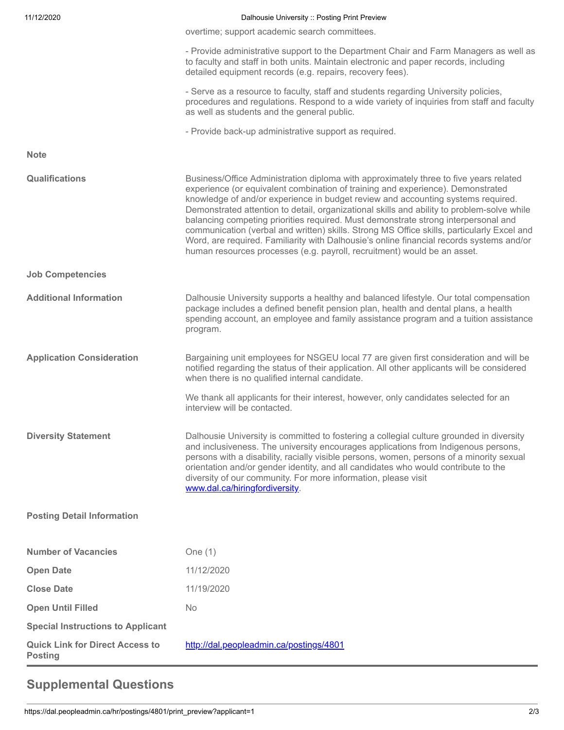overtime; support academic search committees.

- Provide administrative support to the Department Chair and Farm Managers as well as to faculty and staff in both units. Maintain electronic and paper records, including detailed equipment records (e.g. repairs, recovery fees).

- Serve as a resource to faculty, staff and students regarding University policies, procedures and regulations. Respond to a wide variety of inquiries from staff and faculty as well as students and the general public.

- Provide back-up administrative support as required.

**Note**

**Qualifications**

Business/Office Administration diploma with approximately three to five years related experience (or equivalent combination of training and experience). Demonstrated knowledge of and/or experience in budget review and accounting systems required. Demonstrated attention to detail, organizational skills and ability to problem-solve while balancing competing priorities required. Must demonstrate strong interpersonal and communication (verbal and written) skills. Strong MS Office skills, particularly Excel and Word, are required. Familiarity with Dalhousie's online financial records systems and/or human resources processes (e.g. payroll, recruitment) would be an asset.

**Job Competencies**

**Additional Information**

Dalhousie University supports a healthy and balanced lifestyle. Our total compensation package includes a defined benefit pension plan, health and dental plans, a health spending account, an employee and family assistance program and a tuition assistance program.

**Application Consideration**

Bargaining unit employees for NSGEU local 77 are given first consideration and will be notified regarding the status of their application. All other applicants will be considered when there is no qualified internal candidate.

We thank all applicants for their interest, however, only candidates selected for an interview will be contacted.

**Diversity Statement**

Dalhousie University is committed to fostering a collegial culture grounded in diversity and inclusiveness. The university encourages applications from Indigenous persons, persons with a disability, racially visible persons, women, persons of a minority sexual orientation and/or gender identity, and all candidates who would contribute to the diversity of our community. For more information, please visit [www.dal.ca/hiringfordiversity](http://www.dal.ca/hiringfordiversity).

**Posting Detail Information**

| | |
|---|---|
| **Number of Vacancies** | One (1) |
| **Open Date** | 11/12/2020 |
| **Close Date** | 11/19/2020 |
| **Open Until Filled** | No |
| **Special Instructions to Applicant** | |
| **Quick Link for Direct Access to Posting** | [http://dal.peopleadmin.ca/postings/4801](http://dal.peopleadmin.ca/postings/4801) |

## Supplemental Questions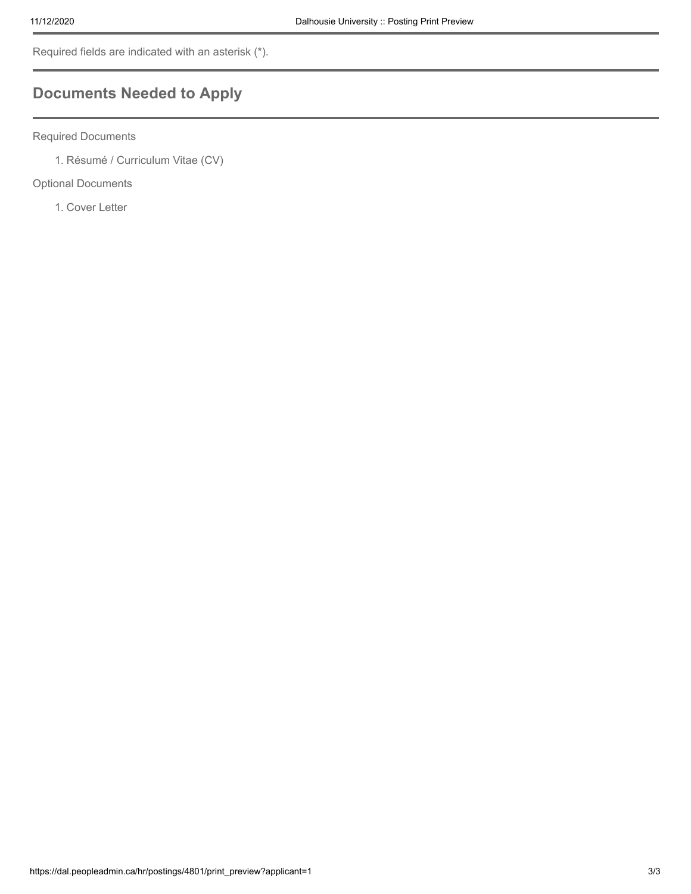Required fields are indicated with an asterisk (*).

## Documents Needed to Apply

Required Documents

1. Résumé / Curriculum Vitae (CV)

Optional Documents

1. Cover Letter